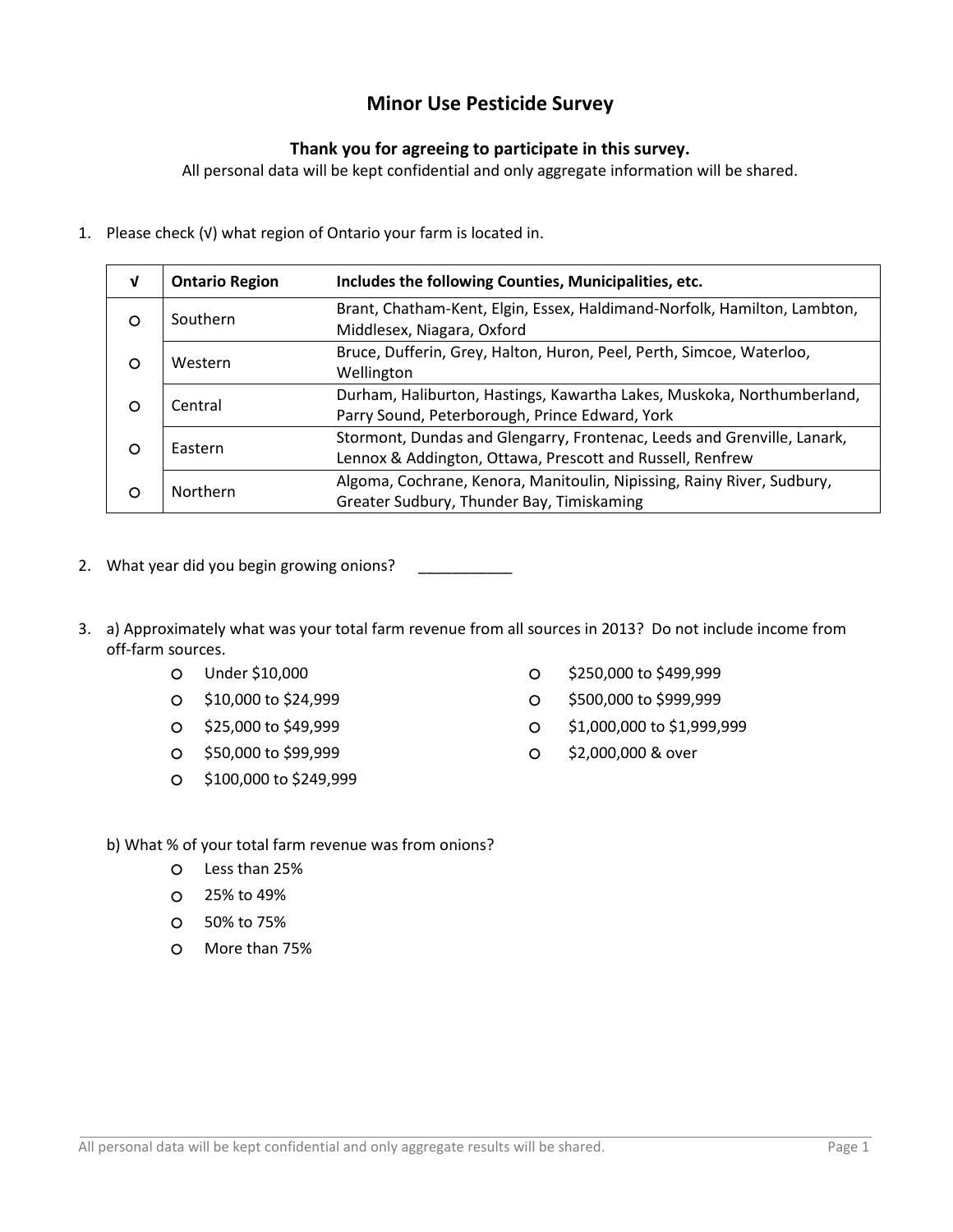# Minor Use Pesticide Survey

**Thank you for agreeing to participate in this survey.**

All personal data will be kept confidential and only aggregate information will be shared.

1. Please check (√) what region of Ontario your farm is located in.

| √ | Ontario Region | Includes the following Counties, Municipalities, etc. |
|---|---|---|
| ○ | Southern | Brant, Chatham-Kent, Elgin, Essex, Haldimand-Norfolk, Hamilton, Lambton, Middlesex, Niagara, Oxford |
| ○ | Western | Bruce, Dufferin, Grey, Halton, Huron, Peel, Perth, Simcoe, Waterloo, Wellington |
| ○ | Central | Durham, Haliburton, Hastings, Kawartha Lakes, Muskoka, Northumberland, Parry Sound, Peterborough, Prince Edward, York |
| ○ | Eastern | Stormont, Dundas and Glengarry, Frontenac, Leeds and Grenville, Lanark, Lennox & Addington, Ottawa, Prescott and Russell, Renfrew |
| ○ | Northern | Algoma, Cochrane, Kenora, Manitoulin, Nipissing, Rainy River, Sudbury, Greater Sudbury, Thunder Bay, Timiskaming |

2. What year did you begin growing onions? ___________

3. a) Approximately what was your total farm revenue from all sources in 2013? Do not include income from off-farm sources.
   - ○ Under $10,000
   - ○ $10,000 to $24,999
   - ○ $25,000 to $49,999
   - ○ $50,000 to $99,999
   - ○ $100,000 to $249,999
   - ○ $250,000 to $499,999
   - ○ $500,000 to $999,999
   - ○ $1,000,000 to $1,999,999
   - ○ $2,000,000 & over

   b) What % of your total farm revenue was from onions?
   - ○ Less than 25%
   - ○ 25% to 49%
   - ○ 50% to 75%
   - ○ More than 75%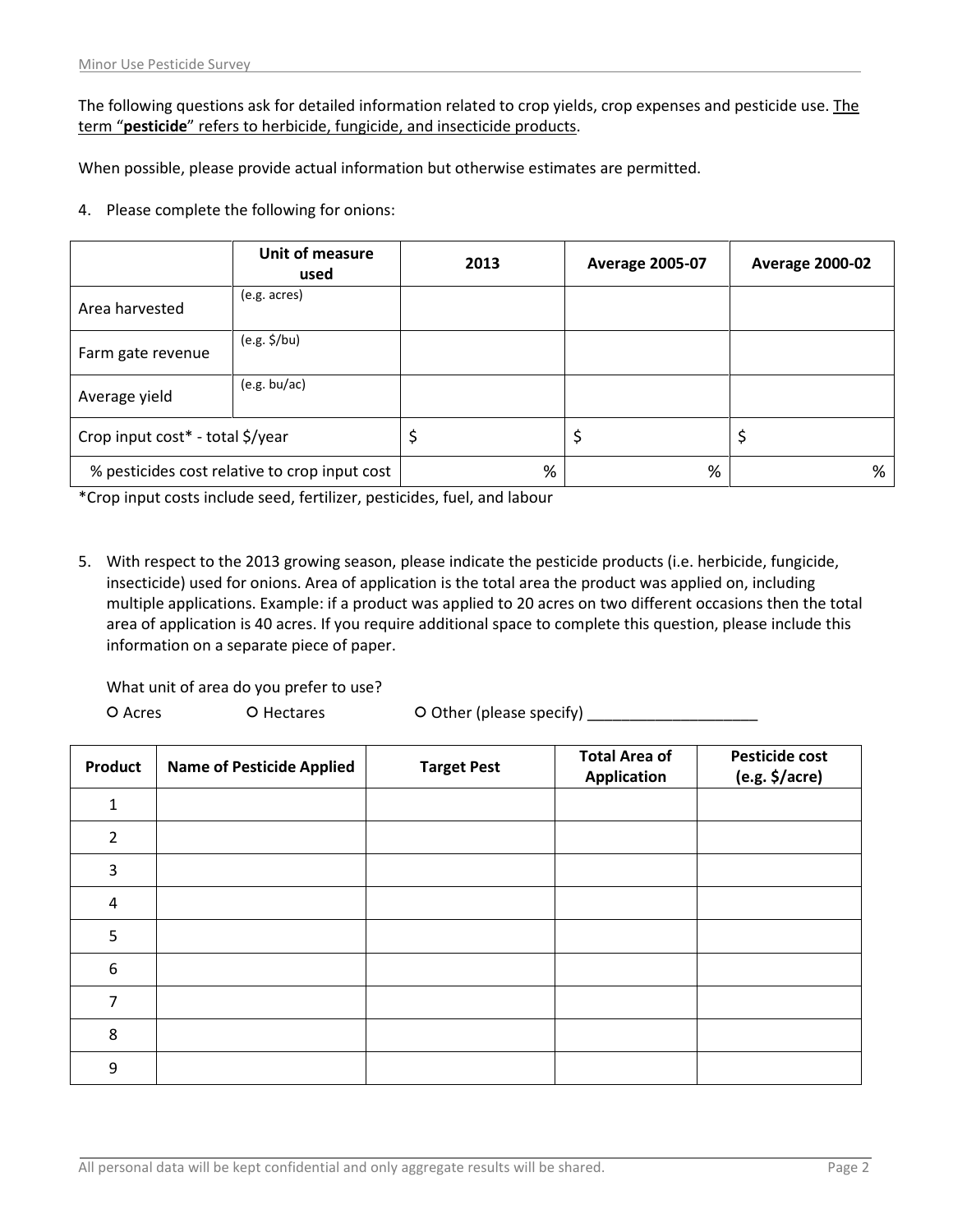The following questions ask for detailed information related to crop yields, crop expenses and pesticide use. The term "**pesticide**" refers to herbicide, fungicide, and insecticide products.

When possible, please provide actual information but otherwise estimates are permitted.

4. Please complete the following for onions:

| | Unit of measure used | 2013 | Average 2005-07 | Average 2000-02 |
|---|---|---|---|---|
| Area harvested | (e.g. acres) | | | |
| Farm gate revenue | (e.g. $/bu) | | | |
| Average yield | (e.g. bu/ac) | | | |
| Crop input cost* - total $/year | | $ | $ | $ |
| % pesticides cost relative to crop input cost | | % | % | % |

*Crop input costs include seed, fertilizer, pesticides, fuel, and labour

5. With respect to the 2013 growing season, please indicate the pesticide products (i.e. herbicide, fungicide, insecticide) used for onions. Area of application is the total area the product was applied on, including multiple applications. Example: if a product was applied to 20 acres on two different occasions then the total area of application is 40 acres. If you require additional space to complete this question, please include this information on a separate piece of paper.

   What unit of area do you prefer to use?

   ○ Acres ○ Hectares ○ Other (please specify) ____________________

| Product | Name of Pesticide Applied | Target Pest | Total Area of Application | Pesticide cost (e.g. $/acre) |
|---|---|---|---|---|
| 1 | | | | |
| 2 | | | | |
| 3 | | | | |
| 4 | | | | |
| 5 | | | | |
| 6 | | | | |
| 7 | | | | |
| 8 | | | | |
| 9 | | | | |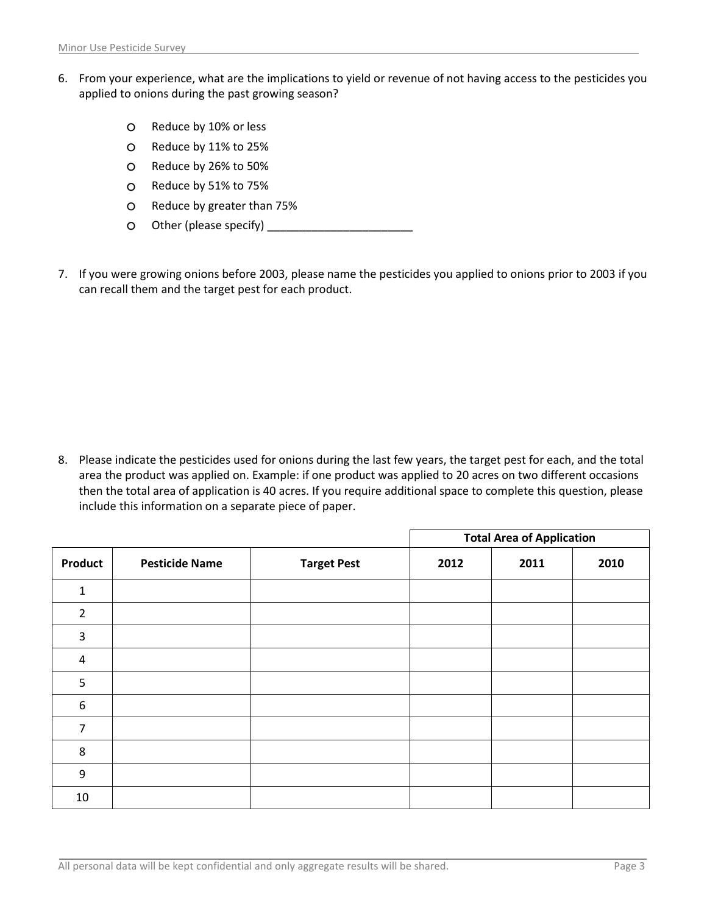6. From your experience, what are the implications to yield or revenue of not having access to the pesticides you applied to onions during the past growing season?

   - Reduce by 10% or less
   - Reduce by 11% to 25%
   - Reduce by 26% to 50%
   - Reduce by 51% to 75%
   - Reduce by greater than 75%
   - Other (please specify) _______________________

7. If you were growing onions before 2003, please name the pesticides you applied to onions prior to 2003 if you can recall them and the target pest for each product.

8. Please indicate the pesticides used for onions during the last few years, the target pest for each, and the total area the product was applied on. Example: if one product was applied to 20 acres on two different occasions then the total area of application is 40 acres. If you require additional space to complete this question, please include this information on a separate piece of paper.

| | | | Total Area of Application | | |
|---|---|---|---|---|---|
| **Product** | **Pesticide Name** | **Target Pest** | **2012** | **2011** | **2010** |
| 1 | | | | | |
| 2 | | | | | |
| 3 | | | | | |
| 4 | | | | | |
| 5 | | | | | |
| 6 | | | | | |
| 7 | | | | | |
| 8 | | | | | |
| 9 | | | | | |
| 10 | | | | | |

All personal data will be kept confidential and only aggregate results will be shared.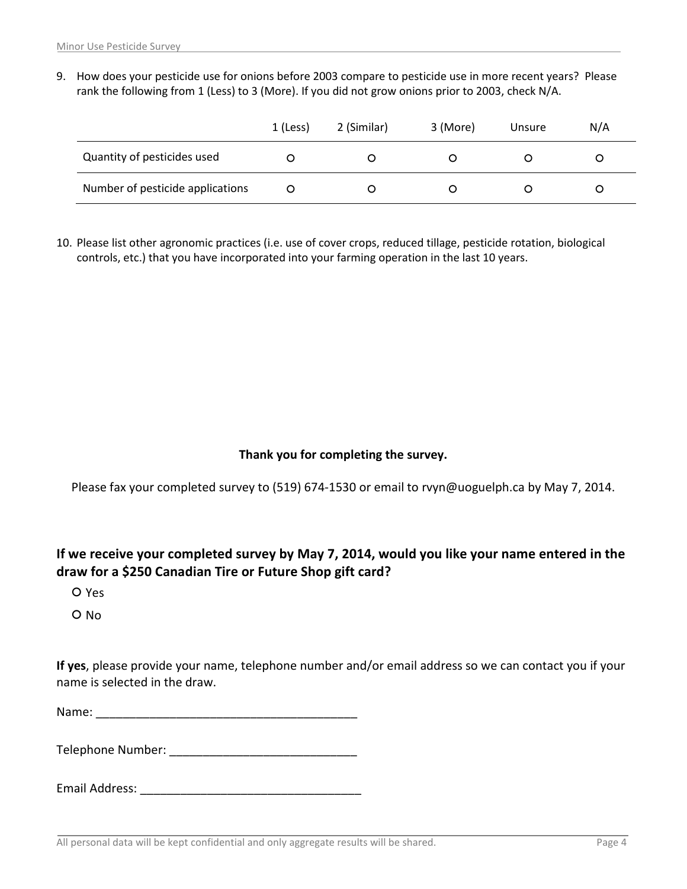9. How does your pesticide use for onions before 2003 compare to pesticide use in more recent years? Please rank the following from 1 (Less) to 3 (More). If you did not grow onions prior to 2003, check N/A.

| | 1 (Less) | 2 (Similar) | 3 (More) | Unsure | N/A |
|---|---|---|---|---|---|
| Quantity of pesticides used | O | O | O | O | O |
| Number of pesticide applications | O | O | O | O | O |

10. Please list other agronomic practices (i.e. use of cover crops, reduced tillage, pesticide rotation, biological controls, etc.) that you have incorporated into your farming operation in the last 10 years.

**Thank you for completing the survey.**

Please fax your completed survey to (519) 674-1530 or email to rvyn@uoguelph.ca by May 7, 2014.

### If we receive your completed survey by May 7, 2014, would you like your name entered in the draw for a $250 Canadian Tire or Future Shop gift card?

O Yes

O No

**If yes**, please provide your name, telephone number and/or email address so we can contact you if your name is selected in the draw.

Name: _______________________________________

Telephone Number: ____________________________

Email Address: ________________________________

All personal data will be kept confidential and only aggregate results will be shared.